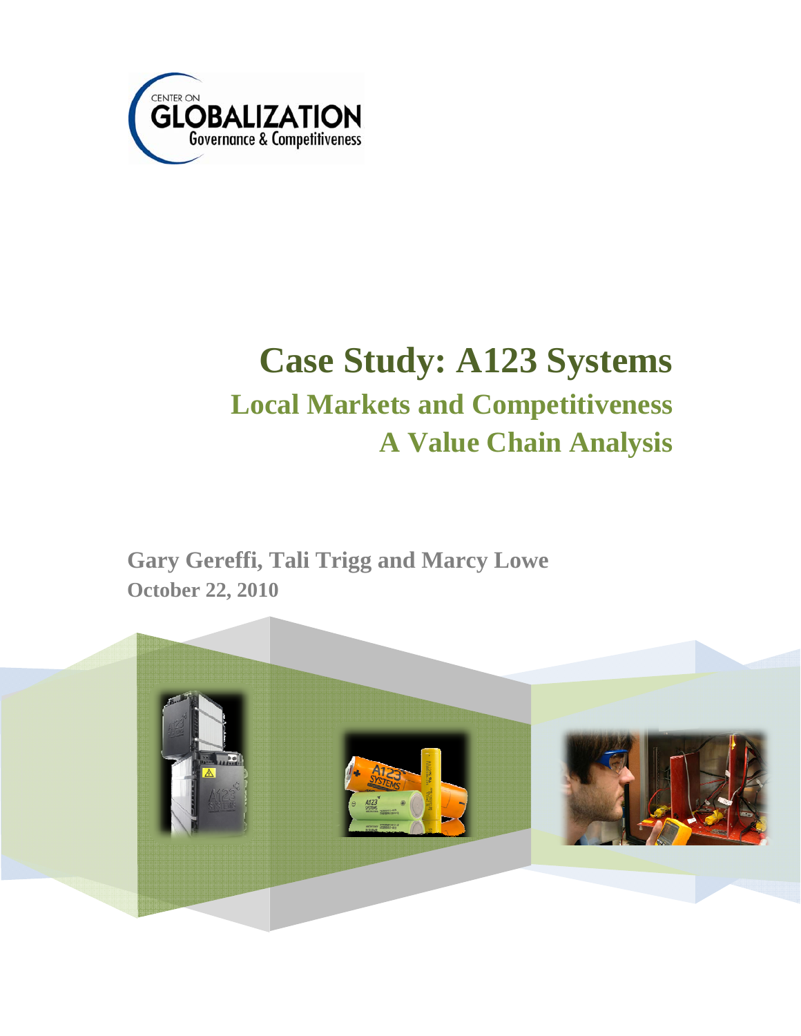CENTER ON GLOBALIZATION Governance & Competitiveness

# Case Study: A123 Systems

## Local Markets and Competitiveness

## A Value Chain Analysis

**Gary Gereffi, Tali Trigg and Marcy Lowe**

**October 22, 2010**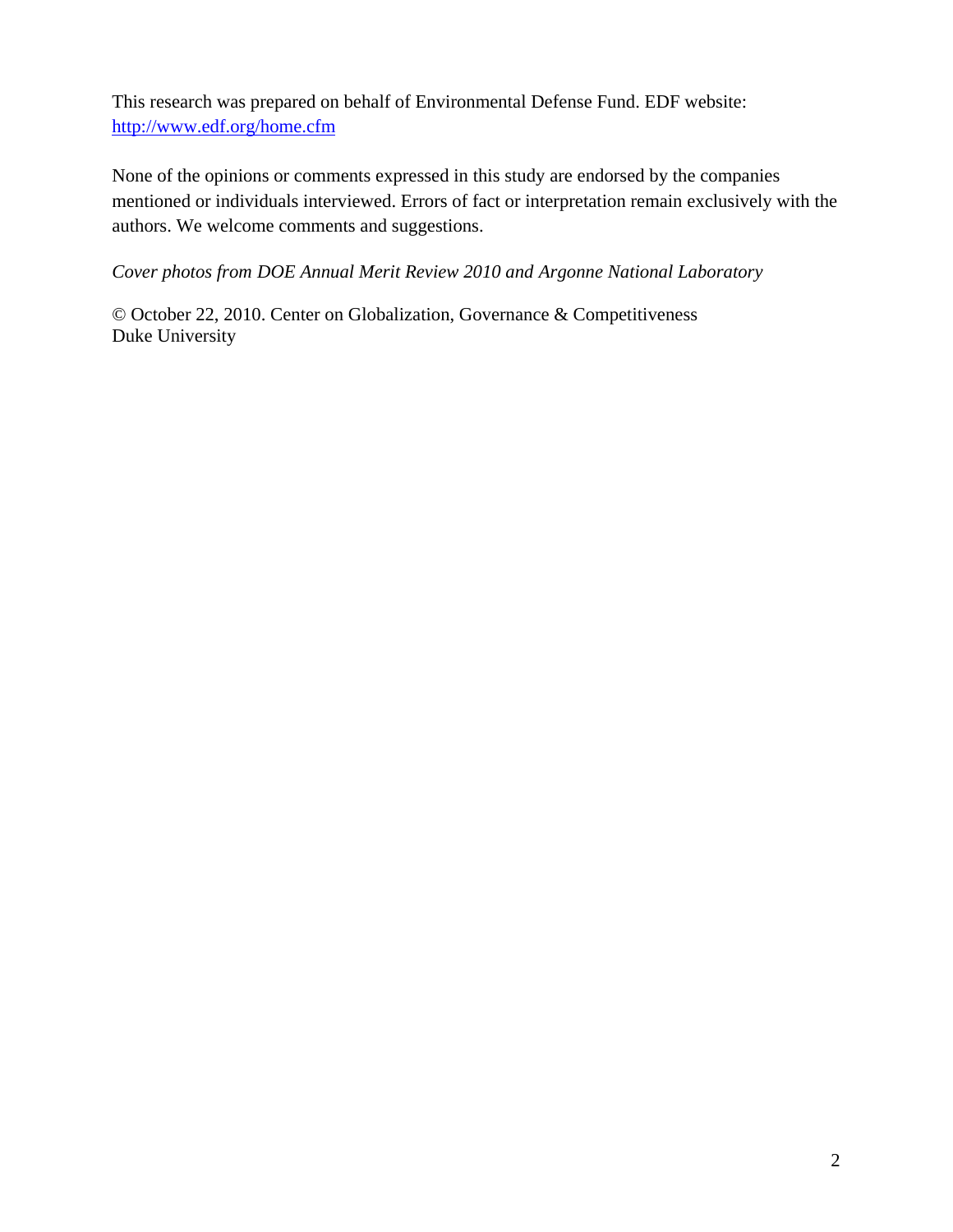This research was prepared on behalf of Environmental Defense Fund. EDF website: [http://www.edf.org/home.cfm](http://www.edf.org/home.cfm)

None of the opinions or comments expressed in this study are endorsed by the companies mentioned or individuals interviewed. Errors of fact or interpretation remain exclusively with the authors. We welcome comments and suggestions.

*Cover photos from DOE Annual Merit Review 2010 and Argonne National Laboratory*

© October 22, 2010. Center on Globalization, Governance & Competitiveness
Duke University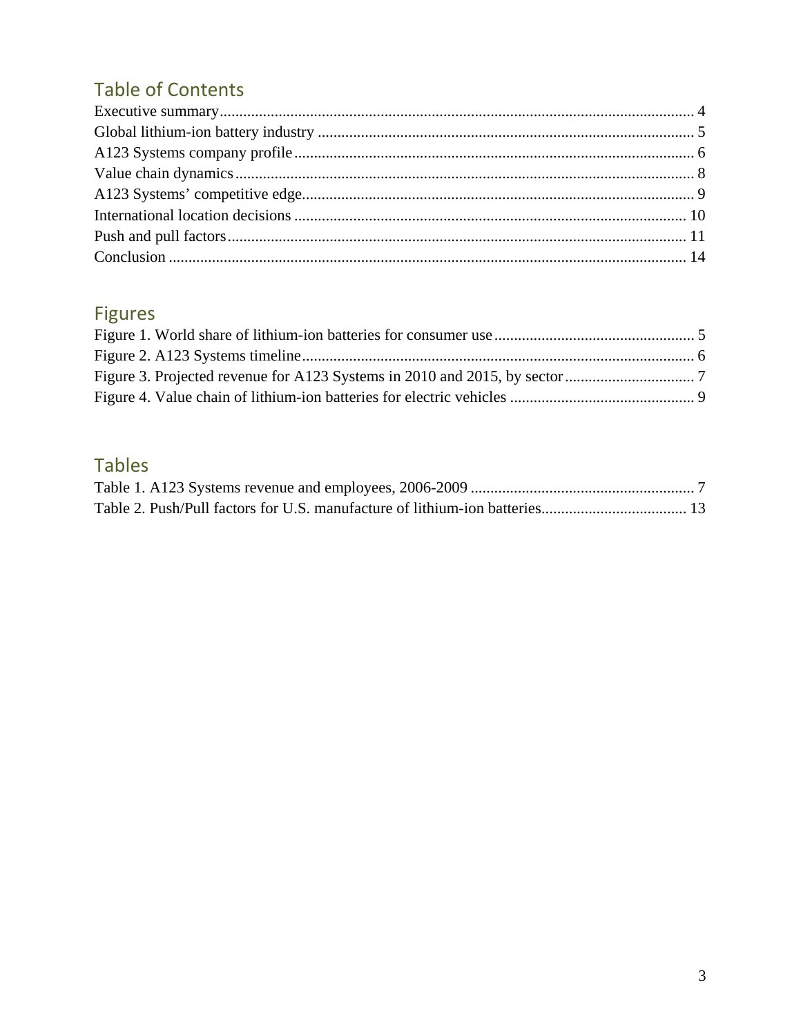## Table of Contents

Executive summary........................................................................................................................ 4
Global lithium-ion battery industry ................................................................................................ 5
A123 Systems company profile ..................................................................................................... 6
Value chain dynamics .................................................................................................................... 8
A123 Systems' competitive edge................................................................................................... 9
International location decisions .................................................................................................... 10
Push and pull factors..................................................................................................................... 11
Conclusion .................................................................................................................................... 14

## Figures

Figure 1. World share of lithium-ion batteries for consumer use ................................................... 5
Figure 2. A123 Systems timeline ................................................................................................... 6
Figure 3. Projected revenue for A123 Systems in 2010 and 2015, by sector ................................. 7
Figure 4. Value chain of lithium-ion batteries for electric vehicles ............................................... 9

## Tables

Table 1. A123 Systems revenue and employees, 2006-2009 .......................................................... 7
Table 2. Push/Pull factors for U.S. manufacture of lithium-ion batteries..................................... 13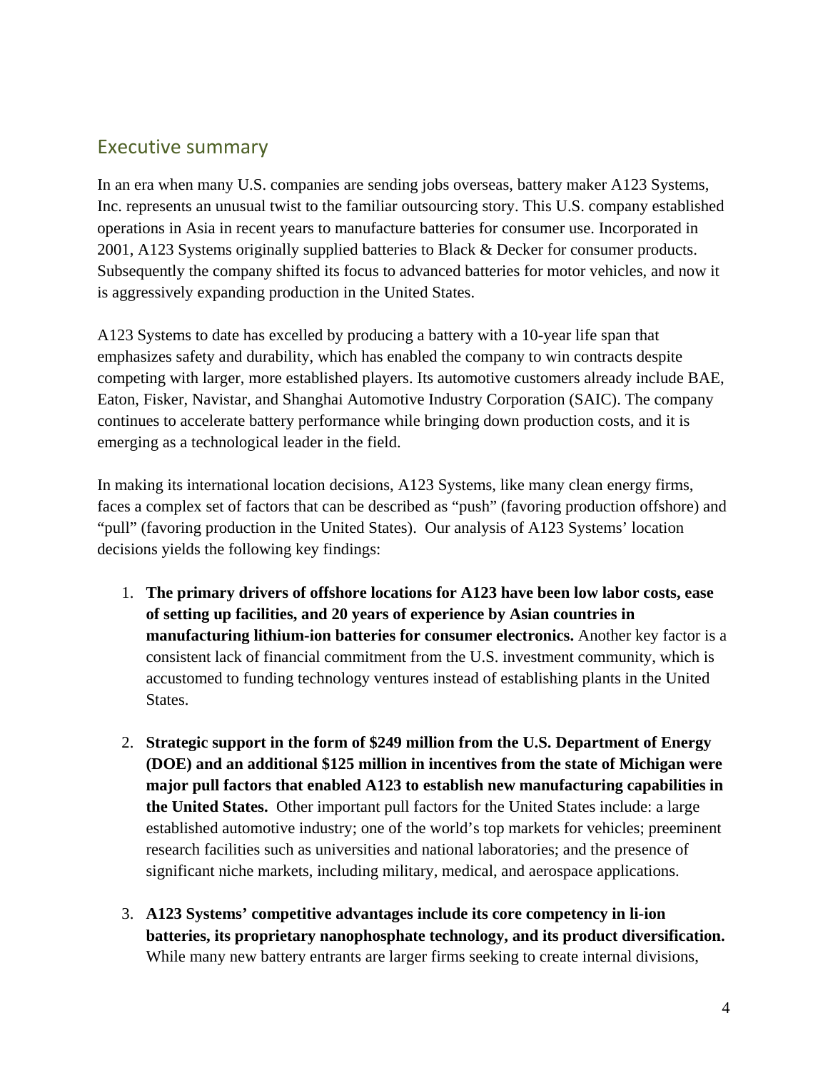## Executive summary

In an era when many U.S. companies are sending jobs overseas, battery maker A123 Systems, Inc. represents an unusual twist to the familiar outsourcing story. This U.S. company established operations in Asia in recent years to manufacture batteries for consumer use. Incorporated in 2001, A123 Systems originally supplied batteries to Black & Decker for consumer products. Subsequently the company shifted its focus to advanced batteries for motor vehicles, and now it is aggressively expanding production in the United States.

A123 Systems to date has excelled by producing a battery with a 10-year life span that emphasizes safety and durability, which has enabled the company to win contracts despite competing with larger, more established players. Its automotive customers already include BAE, Eaton, Fisker, Navistar, and Shanghai Automotive Industry Corporation (SAIC). The company continues to accelerate battery performance while bringing down production costs, and it is emerging as a technological leader in the field.

In making its international location decisions, A123 Systems, like many clean energy firms, faces a complex set of factors that can be described as "push" (favoring production offshore) and "pull" (favoring production in the United States). Our analysis of A123 Systems' location decisions yields the following key findings:

1. **The primary drivers of offshore locations for A123 have been low labor costs, ease of setting up facilities, and 20 years of experience by Asian countries in manufacturing lithium-ion batteries for consumer electronics.** Another key factor is a consistent lack of financial commitment from the U.S. investment community, which is accustomed to funding technology ventures instead of establishing plants in the United States.

2. **Strategic support in the form of $249 million from the U.S. Department of Energy (DOE) and an additional $125 million in incentives from the state of Michigan were major pull factors that enabled A123 to establish new manufacturing capabilities in the United States.** Other important pull factors for the United States include: a large established automotive industry; one of the world's top markets for vehicles; preeminent research facilities such as universities and national laboratories; and the presence of significant niche markets, including military, medical, and aerospace applications.

3. **A123 Systems' competitive advantages include its core competency in li-ion batteries, its proprietary nanophosphate technology, and its product diversification.** While many new battery entrants are larger firms seeking to create internal divisions,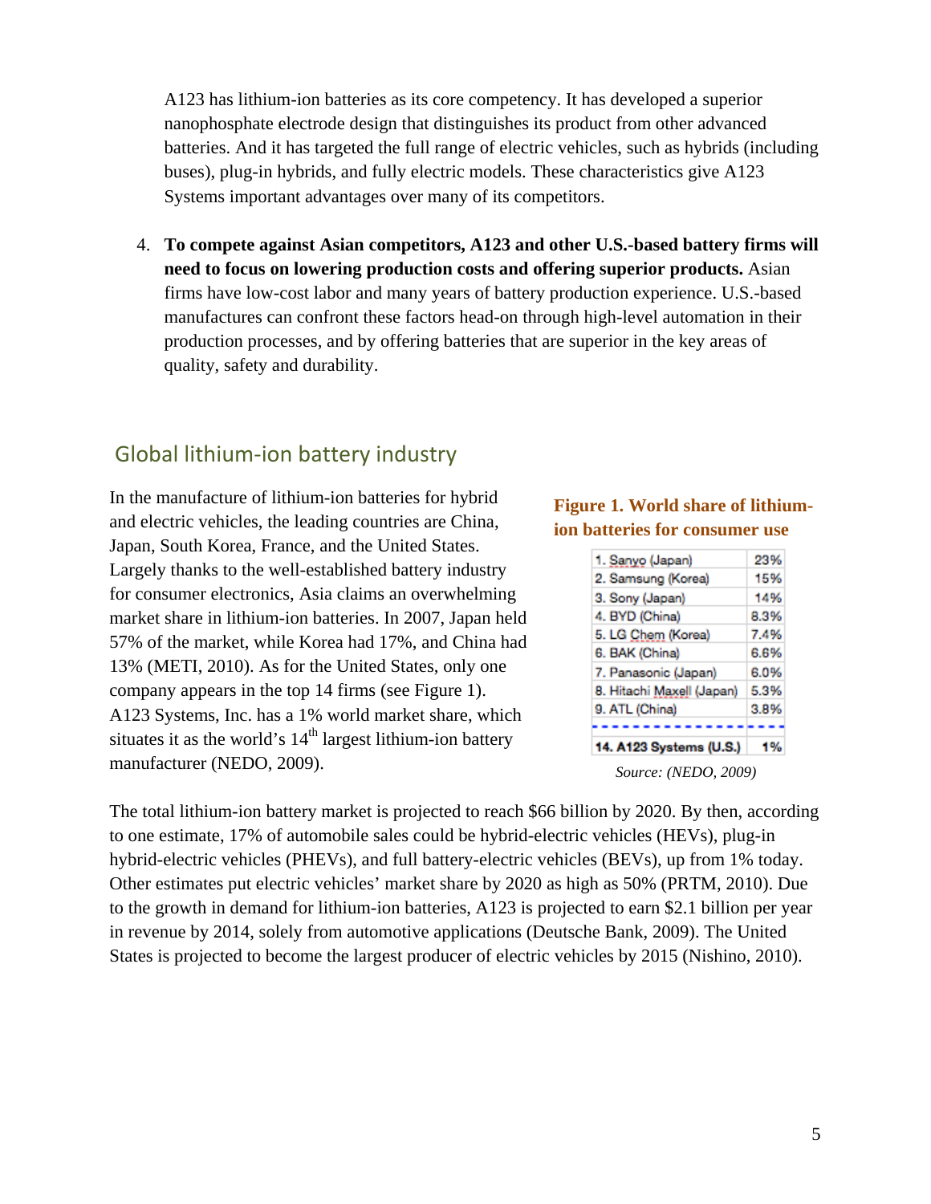A123 has lithium-ion batteries as its core competency. It has developed a superior nanophosphate electrode design that distinguishes its product from other advanced batteries. And it has targeted the full range of electric vehicles, such as hybrids (including buses), plug-in hybrids, and fully electric models. These characteristics give A123 Systems important advantages over many of its competitors.

4. **To compete against Asian competitors, A123 and other U.S.-based battery firms will need to focus on lowering production costs and offering superior products.** Asian firms have low-cost labor and many years of battery production experience. U.S.-based manufactures can confront these factors head-on through high-level automation in their production processes, and by offering batteries that are superior in the key areas of quality, safety and durability.

## Global lithium-ion battery industry

In the manufacture of lithium-ion batteries for hybrid and electric vehicles, the leading countries are China, Japan, South Korea, France, and the United States. Largely thanks to the well-established battery industry for consumer electronics, Asia claims an overwhelming market share in lithium-ion batteries. In 2007, Japan held 57% of the market, while Korea had 17%, and China had 13% (METI, 2010). As for the United States, only one company appears in the top 14 firms (see Figure 1). A123 Systems, Inc. has a 1% world market share, which situates it as the world's 14th largest lithium-ion battery manufacturer (NEDO, 2009).

**Figure 1. World share of lithium-ion batteries for consumer use**

| Company | Share |
|---|---|
| 1. Sanyo (Japan) | 23% |
| 2. Samsung (Korea) | 15% |
| 3. Sony (Japan) | 14% |
| 4. BYD (China) | 8.3% |
| 5. LG Chem (Korea) | 7.4% |
| 6. BAK (China) | 6.6% |
| 7. Panasonic (Japan) | 6.0% |
| 8. Hitachi Maxell (Japan) | 5.3% |
| 9. ATL (China) | 3.8% |
| ... | ... |
| **14. A123 Systems (U.S.)** | **1%** |

*Source: (NEDO, 2009)*

The total lithium-ion battery market is projected to reach $66 billion by 2020. By then, according to one estimate, 17% of automobile sales could be hybrid-electric vehicles (HEVs), plug-in hybrid-electric vehicles (PHEVs), and full battery-electric vehicles (BEVs), up from 1% today. Other estimates put electric vehicles' market share by 2020 as high as 50% (PRTM, 2010). Due to the growth in demand for lithium-ion batteries, A123 is projected to earn $2.1 billion per year in revenue by 2014, solely from automotive applications (Deutsche Bank, 2009). The United States is projected to become the largest producer of electric vehicles by 2015 (Nishino, 2010).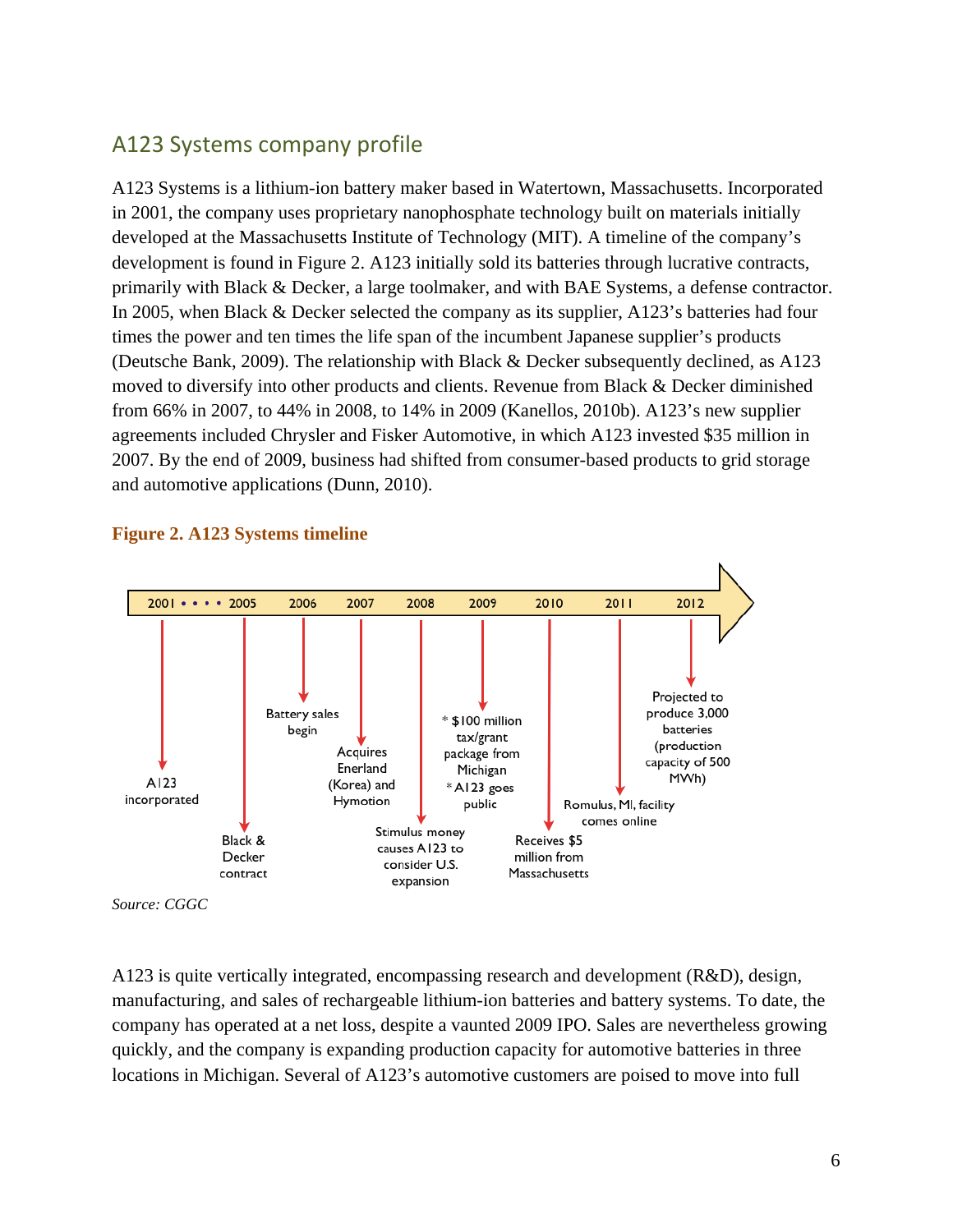## A123 Systems company profile

A123 Systems is a lithium-ion battery maker based in Watertown, Massachusetts. Incorporated in 2001, the company uses proprietary nanophosphate technology built on materials initially developed at the Massachusetts Institute of Technology (MIT). A timeline of the company's development is found in Figure 2. A123 initially sold its batteries through lucrative contracts, primarily with Black & Decker, a large toolmaker, and with BAE Systems, a defense contractor. In 2005, when Black & Decker selected the company as its supplier, A123's batteries had four times the power and ten times the life span of the incumbent Japanese supplier's products (Deutsche Bank, 2009). The relationship with Black & Decker subsequently declined, as A123 moved to diversify into other products and clients. Revenue from Black & Decker diminished from 66% in 2007, to 44% in 2008, to 14% in 2009 (Kanellos, 2010b). A123's new supplier agreements included Chrysler and Fisker Automotive, in which A123 invested $35 million in 2007. By the end of 2009, business had shifted from consumer-based products to grid storage and automotive applications (Dunn, 2010).

**Figure 2. A123 Systems timeline**

| Year | Event |
| --- | --- |
| 2001 | A123 incorporated |
| 2005 | Black & Decker contract |
| 2006 | Battery sales begin |
| 2007 | Acquires Enerland (Korea) and Hymotion |
| 2008 | Stimulus money causes A123 to consider U.S. expansion |
| 2009 | * $100 million tax/grant package from Michigan<br>* A123 goes public |
| 2010 | Receives $5 million from Massachusetts |
| 2011 | Romulus, MI, facility comes online |
| 2012 | Projected to produce 3,000 batteries (production capacity of 500 MWh) |

*Source: CGGC*

A123 is quite vertically integrated, encompassing research and development (R&D), design, manufacturing, and sales of rechargeable lithium-ion batteries and battery systems. To date, the company has operated at a net loss, despite a vaunted 2009 IPO. Sales are nevertheless growing quickly, and the company is expanding production capacity for automotive batteries in three locations in Michigan. Several of A123's automotive customers are poised to move into full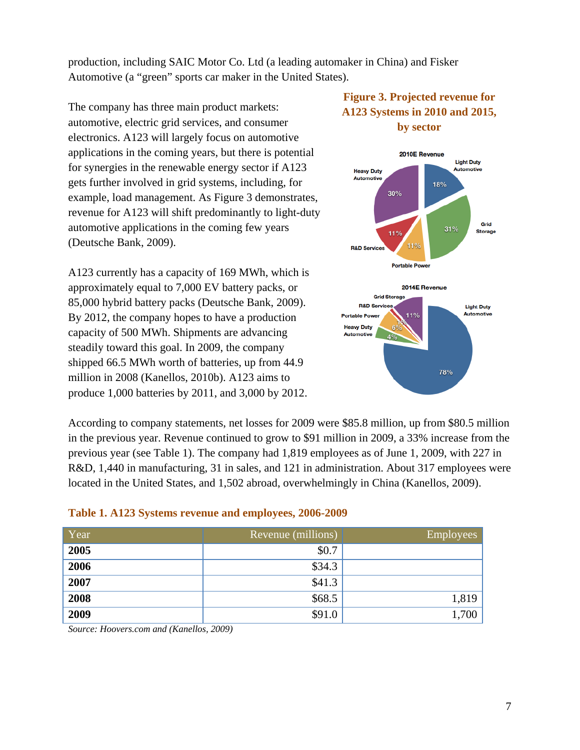production, including SAIC Motor Co. Ltd (a leading automaker in China) and Fisker Automotive (a "green" sports car maker in the United States).

The company has three main product markets: automotive, electric grid services, and consumer electronics. A123 will largely focus on automotive applications in the coming years, but there is potential for synergies in the renewable energy sector if A123 gets further involved in grid systems, including, for example, load management. As Figure 3 demonstrates, revenue for A123 will shift predominantly to light-duty automotive applications in the coming few years (Deutsche Bank, 2009).

**Figure 3. Projected revenue for A123 Systems in 2010 and 2015, by sector**

A123 currently has a capacity of 169 MWh, which is approximately equal to 7,000 EV battery packs, or 85,000 hybrid battery packs (Deutsche Bank, 2009). By 2012, the company hopes to have a production capacity of 500 MWh. Shipments are advancing steadily toward this goal. In 2009, the company shipped 66.5 MWh worth of batteries, up from 44.9 million in 2008 (Kanellos, 2010b). A123 aims to produce 1,000 batteries by 2011, and 3,000 by 2012.

According to company statements, net losses for 2009 were $85.8 million, up from $80.5 million in the previous year. Revenue continued to grow to $91 million in 2009, a 33% increase from the previous year (see Table 1). The company had 1,819 employees as of June 1, 2009, with 227 in R&D, 1,440 in manufacturing, 31 in sales, and 121 in administration. About 317 employees were located in the United States, and 1,502 abroad, overwhelmingly in China (Kanellos, 2009).

**Table 1. A123 Systems revenue and employees, 2006-2009**

| Year | Revenue (millions) | Employees |
|---|---:|---:|
| **2005** | $0.7 | |
| **2006** | $34.3 | |
| **2007** | $41.3 | |
| **2008** | $68.5 | 1,819 |
| **2009** | $91.0 | 1,700 |

*Source: Hoovers.com and (Kanellos, 2009)*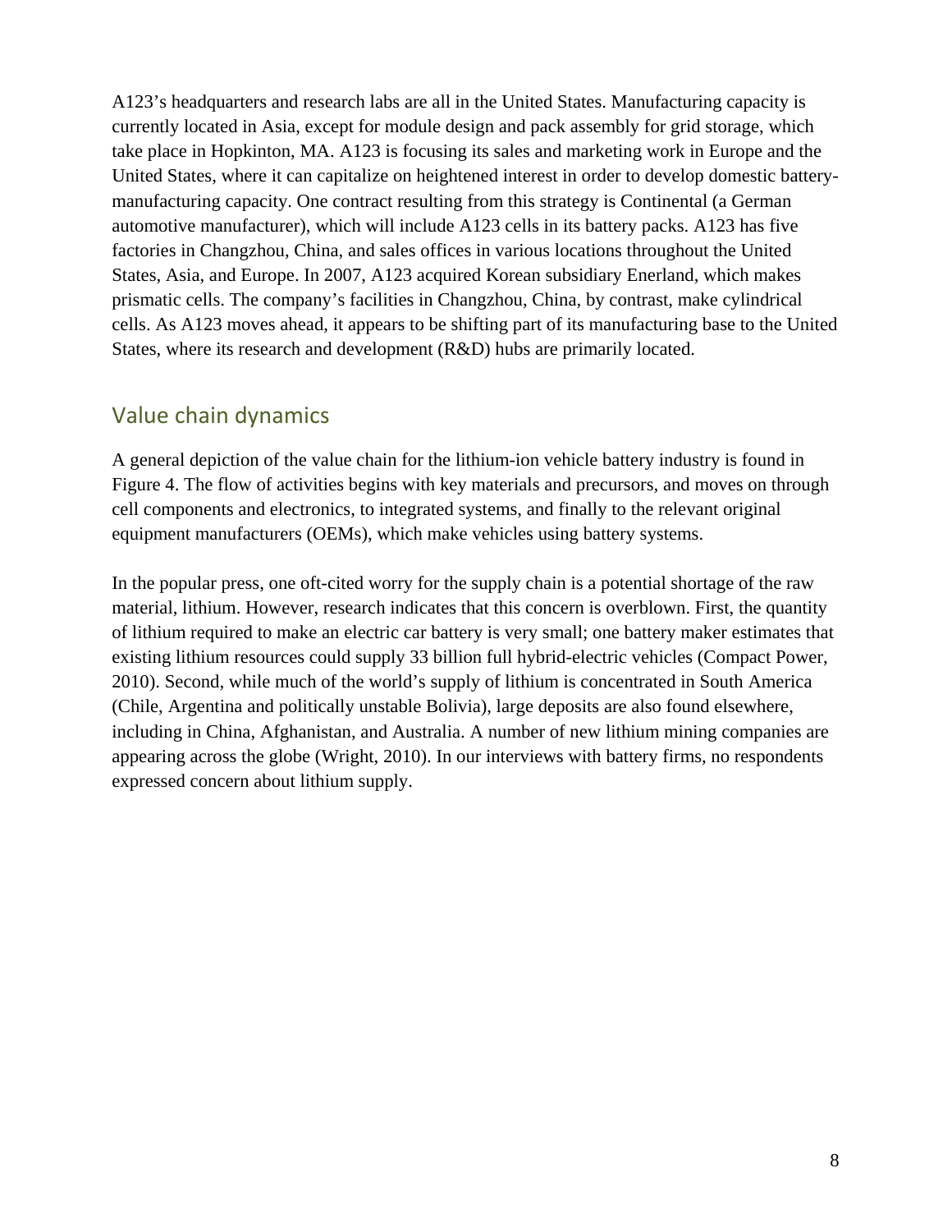A123's headquarters and research labs are all in the United States. Manufacturing capacity is currently located in Asia, except for module design and pack assembly for grid storage, which take place in Hopkinton, MA. A123 is focusing its sales and marketing work in Europe and the United States, where it can capitalize on heightened interest in order to develop domestic battery-manufacturing capacity. One contract resulting from this strategy is Continental (a German automotive manufacturer), which will include A123 cells in its battery packs. A123 has five factories in Changzhou, China, and sales offices in various locations throughout the United States, Asia, and Europe. In 2007, A123 acquired Korean subsidiary Enerland, which makes prismatic cells. The company's facilities in Changzhou, China, by contrast, make cylindrical cells. As A123 moves ahead, it appears to be shifting part of its manufacturing base to the United States, where its research and development (R&D) hubs are primarily located.

## Value chain dynamics

A general depiction of the value chain for the lithium-ion vehicle battery industry is found in Figure 4. The flow of activities begins with key materials and precursors, and moves on through cell components and electronics, to integrated systems, and finally to the relevant original equipment manufacturers (OEMs), which make vehicles using battery systems.

In the popular press, one oft-cited worry for the supply chain is a potential shortage of the raw material, lithium. However, research indicates that this concern is overblown. First, the quantity of lithium required to make an electric car battery is very small; one battery maker estimates that existing lithium resources could supply 33 billion full hybrid-electric vehicles (Compact Power, 2010). Second, while much of the world's supply of lithium is concentrated in South America (Chile, Argentina and politically unstable Bolivia), large deposits are also found elsewhere, including in China, Afghanistan, and Australia. A number of new lithium mining companies are appearing across the globe (Wright, 2010). In our interviews with battery firms, no respondents expressed concern about lithium supply.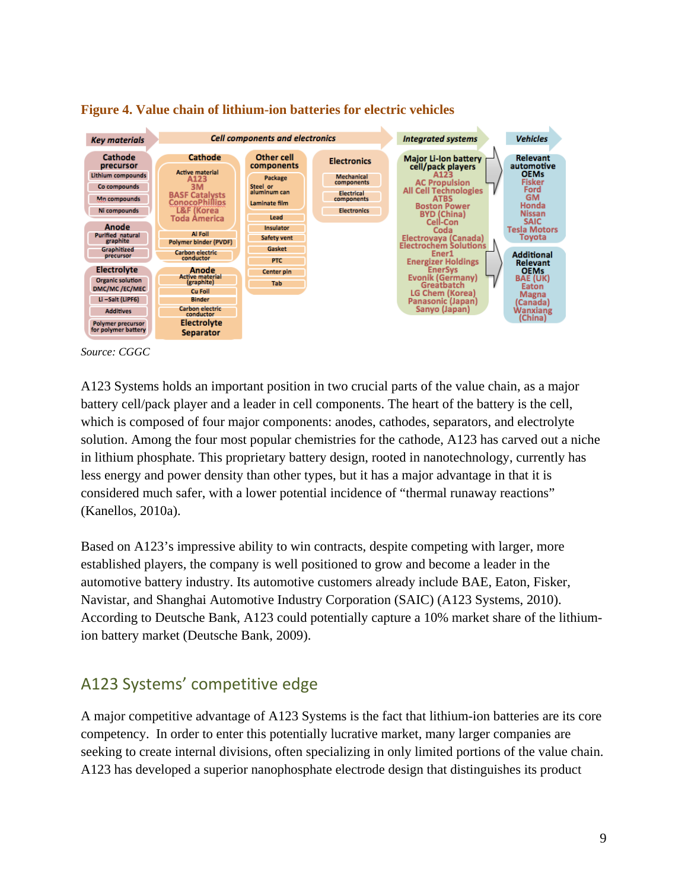**Figure 4. Value chain of lithium-ion batteries for electric vehicles**

**Key materials**

- **Cathode precursor**: Lithium compounds; Co compounds; Mn compounds; Ni compounds
- **Anode**: Purified natural graphite; Graphitized precursor
- **Electrolyte**: Organic solution DMC/MC /EC/MEC; Li –Salt (LiPF6); Additives
- Polymer precursor for polymer battery

**Cell components and electronics**

- **Cathode**: Active material – A123, 3M, BASF Catalysts, ConocoPhillips, L&F (Korea, Toda America; Al Foil; Polymer binder (PVDF); Carbon electric conductor
- **Anode**: Active material (graphite); Cu Foil; Binder; Carbon electric conductor
- Electrolyte
- Separator
- **Other cell components**: Package – Steel or aluminum can, Laminate film; Lead; Insulator; Safety vent; Gasket; PTC; Center pin; Tab
- **Electronics**: Mechanical components; Electrical components; Electronics

**Integrated systems**

- **Major Li-Ion battery cell/pack players**: A123, AC Propulsion, All Cell Technologies, ATBS, Boston Power, BYD (China), Cell-Con, Coda, Electrovaya (Canada), Electrochem Solutions, Ener1, Energizer Holdings, EnerSys, Evonik (Germany), Greatbatch, LG Chem (Korea), Panasonic (Japan), Sanyo (Japan)

**Vehicles**

- **Relevant automotive OEMs**: Fisker, Ford, GM, Honda, Nissan, SAIC, Tesla Motors, Toyota
- **Additional Relevant OEMs**: BAE (UK), Eaton, Magna (Canada), Wanxiang (China)

*Source: CGGC*

A123 Systems holds an important position in two crucial parts of the value chain, as a major battery cell/pack player and a leader in cell components. The heart of the battery is the cell, which is composed of four major components: anodes, cathodes, separators, and electrolyte solution. Among the four most popular chemistries for the cathode, A123 has carved out a niche in lithium phosphate. This proprietary battery design, rooted in nanotechnology, currently has less energy and power density than other types, but it has a major advantage in that it is considered much safer, with a lower potential incidence of "thermal runaway reactions" (Kanellos, 2010a).

Based on A123's impressive ability to win contracts, despite competing with larger, more established players, the company is well positioned to grow and become a leader in the automotive battery industry. Its automotive customers already include BAE, Eaton, Fisker, Navistar, and Shanghai Automotive Industry Corporation (SAIC) (A123 Systems, 2010). According to Deutsche Bank, A123 could potentially capture a 10% market share of the lithium-ion battery market (Deutsche Bank, 2009).

## A123 Systems' competitive edge

A major competitive advantage of A123 Systems is the fact that lithium-ion batteries are its core competency. In order to enter this potentially lucrative market, many larger companies are seeking to create internal divisions, often specializing in only limited portions of the value chain. A123 has developed a superior nanophosphate electrode design that distinguishes its product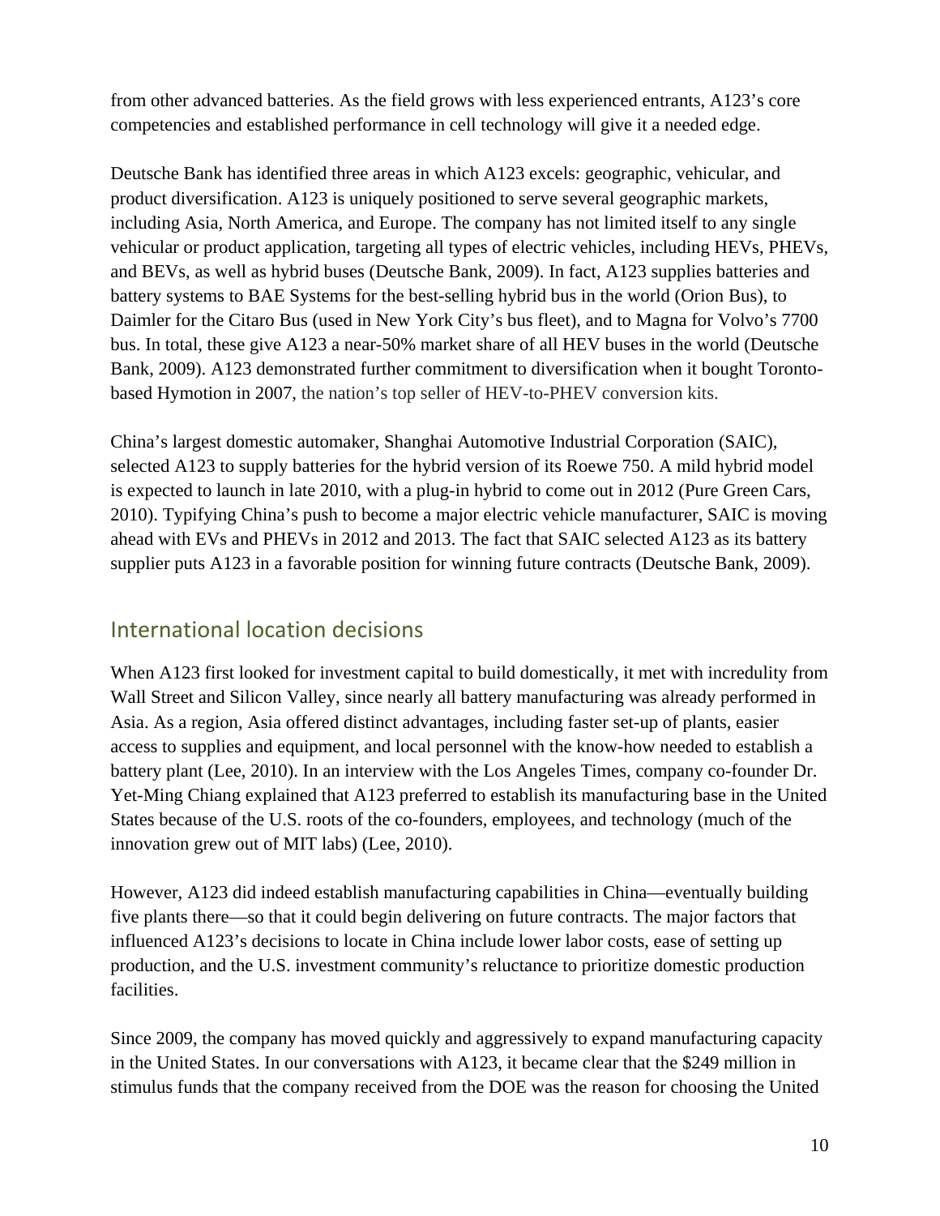from other advanced batteries. As the field grows with less experienced entrants, A123's core competencies and established performance in cell technology will give it a needed edge.

Deutsche Bank has identified three areas in which A123 excels: geographic, vehicular, and product diversification. A123 is uniquely positioned to serve several geographic markets, including Asia, North America, and Europe. The company has not limited itself to any single vehicular or product application, targeting all types of electric vehicles, including HEVs, PHEVs, and BEVs, as well as hybrid buses (Deutsche Bank, 2009). In fact, A123 supplies batteries and battery systems to BAE Systems for the best-selling hybrid bus in the world (Orion Bus), to Daimler for the Citaro Bus (used in New York City's bus fleet), and to Magna for Volvo's 7700 bus. In total, these give A123 a near-50% market share of all HEV buses in the world (Deutsche Bank, 2009). A123 demonstrated further commitment to diversification when it bought Toronto-based Hymotion in 2007, the nation's top seller of HEV-to-PHEV conversion kits.

China's largest domestic automaker, Shanghai Automotive Industrial Corporation (SAIC), selected A123 to supply batteries for the hybrid version of its Roewe 750. A mild hybrid model is expected to launch in late 2010, with a plug-in hybrid to come out in 2012 (Pure Green Cars, 2010). Typifying China's push to become a major electric vehicle manufacturer, SAIC is moving ahead with EVs and PHEVs in 2012 and 2013. The fact that SAIC selected A123 as its battery supplier puts A123 in a favorable position for winning future contracts (Deutsche Bank, 2009).

## International location decisions

When A123 first looked for investment capital to build domestically, it met with incredulity from Wall Street and Silicon Valley, since nearly all battery manufacturing was already performed in Asia. As a region, Asia offered distinct advantages, including faster set-up of plants, easier access to supplies and equipment, and local personnel with the know-how needed to establish a battery plant (Lee, 2010). In an interview with the Los Angeles Times, company co-founder Dr. Yet-Ming Chiang explained that A123 preferred to establish its manufacturing base in the United States because of the U.S. roots of the co-founders, employees, and technology (much of the innovation grew out of MIT labs) (Lee, 2010).

However, A123 did indeed establish manufacturing capabilities in China—eventually building five plants there—so that it could begin delivering on future contracts. The major factors that influenced A123's decisions to locate in China include lower labor costs, ease of setting up production, and the U.S. investment community's reluctance to prioritize domestic production facilities.

Since 2009, the company has moved quickly and aggressively to expand manufacturing capacity in the United States. In our conversations with A123, it became clear that the $249 million in stimulus funds that the company received from the DOE was the reason for choosing the United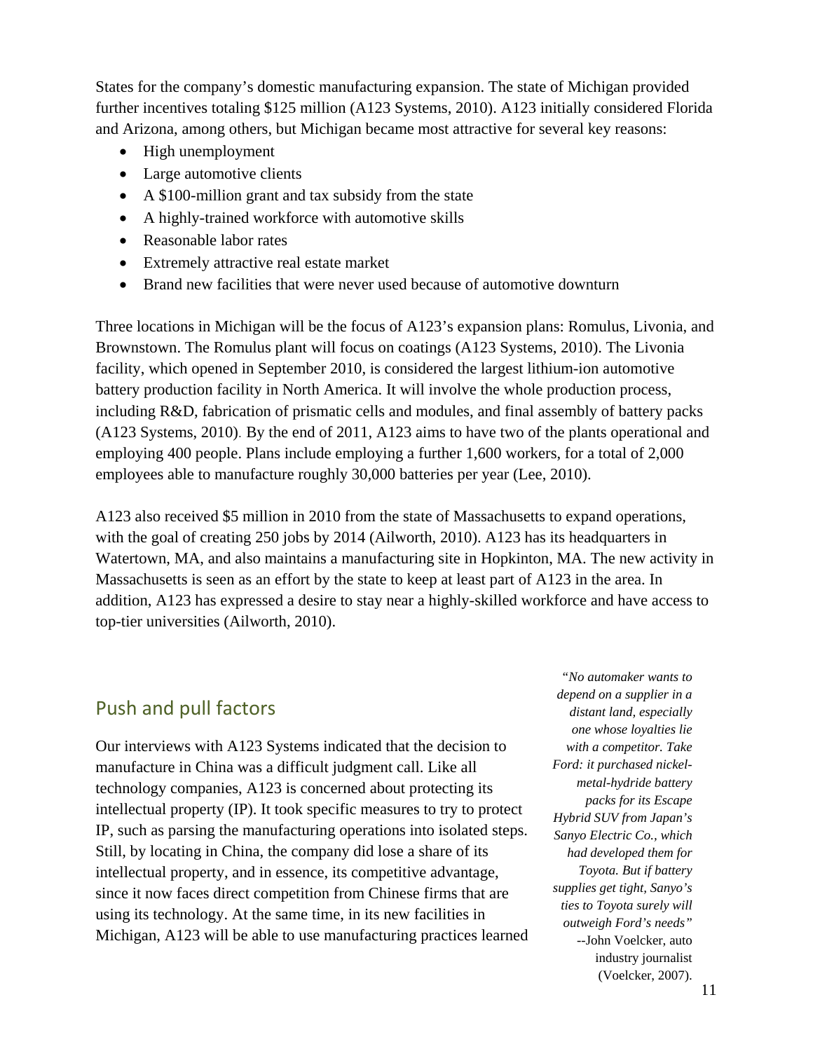States for the company's domestic manufacturing expansion. The state of Michigan provided further incentives totaling $125 million (A123 Systems, 2010). A123 initially considered Florida and Arizona, among others, but Michigan became most attractive for several key reasons:

- High unemployment
- Large automotive clients
- A $100-million grant and tax subsidy from the state
- A highly-trained workforce with automotive skills
- Reasonable labor rates
- Extremely attractive real estate market
- Brand new facilities that were never used because of automotive downturn

Three locations in Michigan will be the focus of A123's expansion plans: Romulus, Livonia, and Brownstown. The Romulus plant will focus on coatings (A123 Systems, 2010). The Livonia facility, which opened in September 2010, is considered the largest lithium-ion automotive battery production facility in North America. It will involve the whole production process, including R&D, fabrication of prismatic cells and modules, and final assembly of battery packs (A123 Systems, 2010). By the end of 2011, A123 aims to have two of the plants operational and employing 400 people. Plans include employing a further 1,600 workers, for a total of 2,000 employees able to manufacture roughly 30,000 batteries per year (Lee, 2010).

A123 also received $5 million in 2010 from the state of Massachusetts to expand operations, with the goal of creating 250 jobs by 2014 (Ailworth, 2010). A123 has its headquarters in Watertown, MA, and also maintains a manufacturing site in Hopkinton, MA. The new activity in Massachusetts is seen as an effort by the state to keep at least part of A123 in the area. In addition, A123 has expressed a desire to stay near a highly-skilled workforce and have access to top-tier universities (Ailworth, 2010).

## Push and pull factors

> *"No automaker wants to depend on a supplier in a distant land, especially one whose loyalties lie with a competitor. Take Ford: it purchased nickel-metal-hydride battery packs for its Escape Hybrid SUV from Japan's Sanyo Electric Co., which had developed them for Toyota. But if battery supplies get tight, Sanyo's ties to Toyota surely will outweigh Ford's needs"*
> --John Voelcker, auto industry journalist (Voelcker, 2007).

Our interviews with A123 Systems indicated that the decision to manufacture in China was a difficult judgment call. Like all technology companies, A123 is concerned about protecting its intellectual property (IP). It took specific measures to try to protect IP, such as parsing the manufacturing operations into isolated steps. Still, by locating in China, the company did lose a share of its intellectual property, and in essence, its competitive advantage, since it now faces direct competition from Chinese firms that are using its technology. At the same time, in its new facilities in Michigan, A123 will be able to use manufacturing practices learned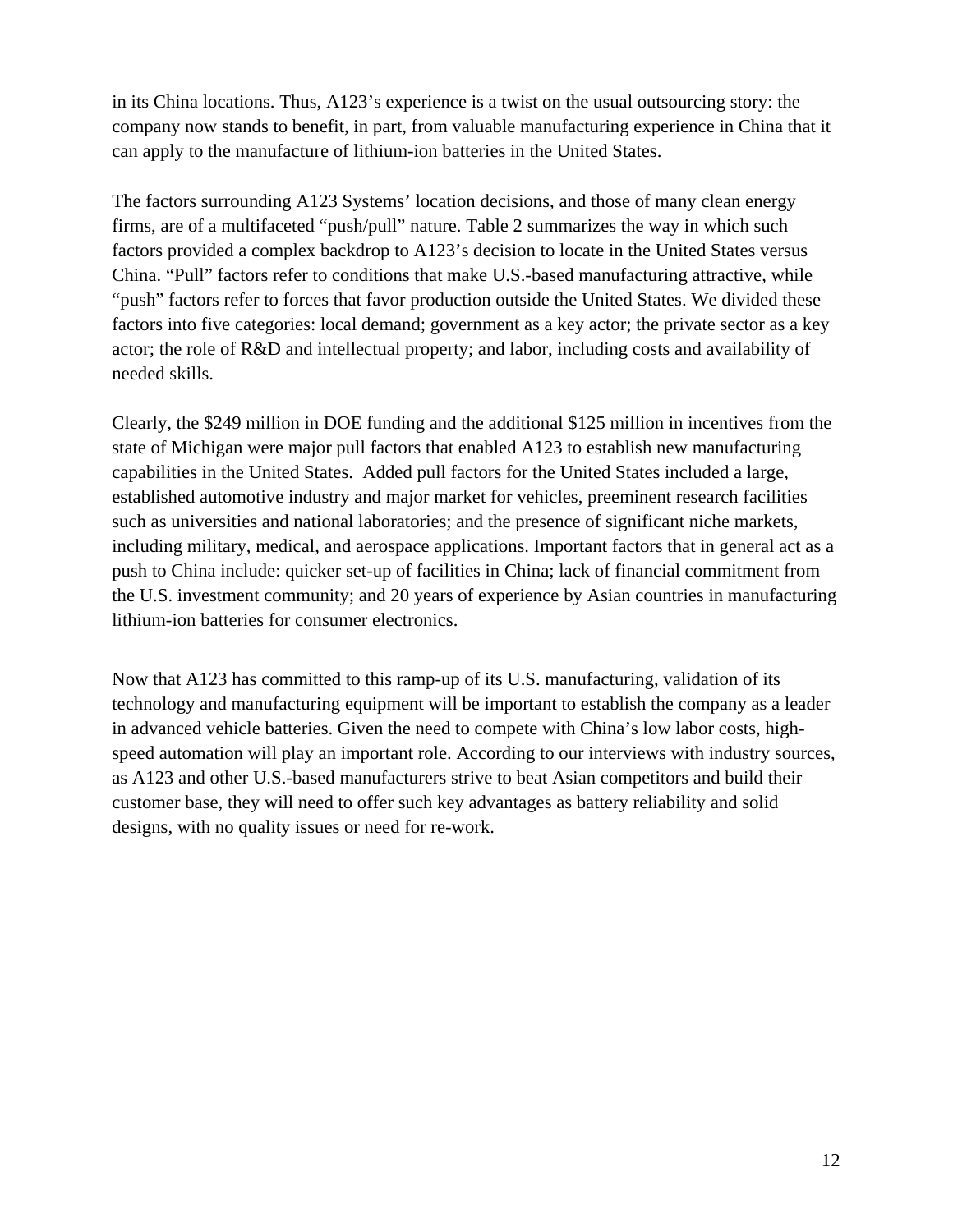in its China locations. Thus, A123's experience is a twist on the usual outsourcing story: the company now stands to benefit, in part, from valuable manufacturing experience in China that it can apply to the manufacture of lithium-ion batteries in the United States.

The factors surrounding A123 Systems' location decisions, and those of many clean energy firms, are of a multifaceted "push/pull" nature. Table 2 summarizes the way in which such factors provided a complex backdrop to A123's decision to locate in the United States versus China. "Pull" factors refer to conditions that make U.S.-based manufacturing attractive, while "push" factors refer to forces that favor production outside the United States. We divided these factors into five categories: local demand; government as a key actor; the private sector as a key actor; the role of R&D and intellectual property; and labor, including costs and availability of needed skills.

Clearly, the $249 million in DOE funding and the additional $125 million in incentives from the state of Michigan were major pull factors that enabled A123 to establish new manufacturing capabilities in the United States. Added pull factors for the United States included a large, established automotive industry and major market for vehicles, preeminent research facilities such as universities and national laboratories; and the presence of significant niche markets, including military, medical, and aerospace applications. Important factors that in general act as a push to China include: quicker set-up of facilities in China; lack of financial commitment from the U.S. investment community; and 20 years of experience by Asian countries in manufacturing lithium-ion batteries for consumer electronics.

Now that A123 has committed to this ramp-up of its U.S. manufacturing, validation of its technology and manufacturing equipment will be important to establish the company as a leader in advanced vehicle batteries. Given the need to compete with China's low labor costs, high-speed automation will play an important role. According to our interviews with industry sources, as A123 and other U.S.-based manufacturers strive to beat Asian competitors and build their customer base, they will need to offer such key advantages as battery reliability and solid designs, with no quality issues or need for re-work.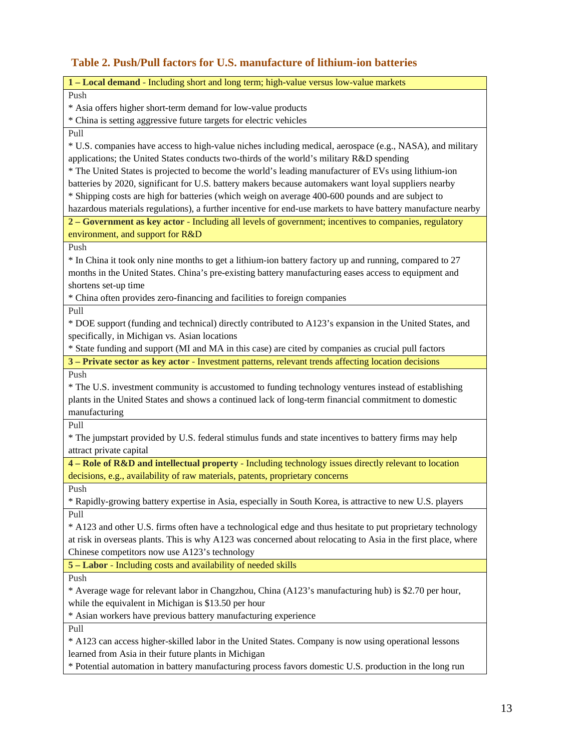### Table 2. Push/Pull factors for U.S. manufacture of lithium-ion batteries

| **1 – Local demand** - Including short and long term; high-value versus low-value markets |
|---|
| Push |
| * Asia offers higher short-term demand for low-value products<br>* China is setting aggressive future targets for electric vehicles |
| Pull |
| * U.S. companies have access to high-value niches including medical, aerospace (e.g., NASA), and military applications; the United States conducts two-thirds of the world's military R&D spending<br>* The United States is projected to become the world's leading manufacturer of EVs using lithium-ion batteries by 2020, significant for U.S. battery makers because automakers want loyal suppliers nearby<br>* Shipping costs are high for batteries (which weigh on average 400-600 pounds and are subject to hazardous materials regulations), a further incentive for end-use markets to have battery manufacture nearby |
| **2 – Government as key actor** - Including all levels of government; incentives to companies, regulatory environment, and support for R&D |
| Push |
| * In China it took only nine months to get a lithium-ion battery factory up and running, compared to 27 months in the United States. China's pre-existing battery manufacturing eases access to equipment and shortens set-up time<br>* China often provides zero-financing and facilities to foreign companies |
| Pull |
| * DOE support (funding and technical) directly contributed to A123's expansion in the United States, and specifically, in Michigan vs. Asian locations<br>* State funding and support (MI and MA in this case) are cited by companies as crucial pull factors |
| **3 – Private sector as key actor** - Investment patterns, relevant trends affecting location decisions |
| Push |
| * The U.S. investment community is accustomed to funding technology ventures instead of establishing plants in the United States and shows a continued lack of long-term financial commitment to domestic manufacturing |
| Pull |
| * The jumpstart provided by U.S. federal stimulus funds and state incentives to battery firms may help attract private capital |
| **4 – Role of R&D and intellectual property** - Including technology issues directly relevant to location decisions, e.g., availability of raw materials, patents, proprietary concerns |
| Push |
| * Rapidly-growing battery expertise in Asia, especially in South Korea, is attractive to new U.S. players |
| Pull |
| * A123 and other U.S. firms often have a technological edge and thus hesitate to put proprietary technology at risk in overseas plants. This is why A123 was concerned about relocating to Asia in the first place, where Chinese competitors now use A123's technology |
| **5 – Labor** - Including costs and availability of needed skills |
| Push |
| * Average wage for relevant labor in Changzhou, China (A123's manufacturing hub) is $2.70 per hour, while the equivalent in Michigan is $13.50 per hour<br>* Asian workers have previous battery manufacturing experience |
| Pull |
| * A123 can access higher-skilled labor in the United States. Company is now using operational lessons learned from Asia in their future plants in Michigan<br>* Potential automation in battery manufacturing process favors domestic U.S. production in the long run |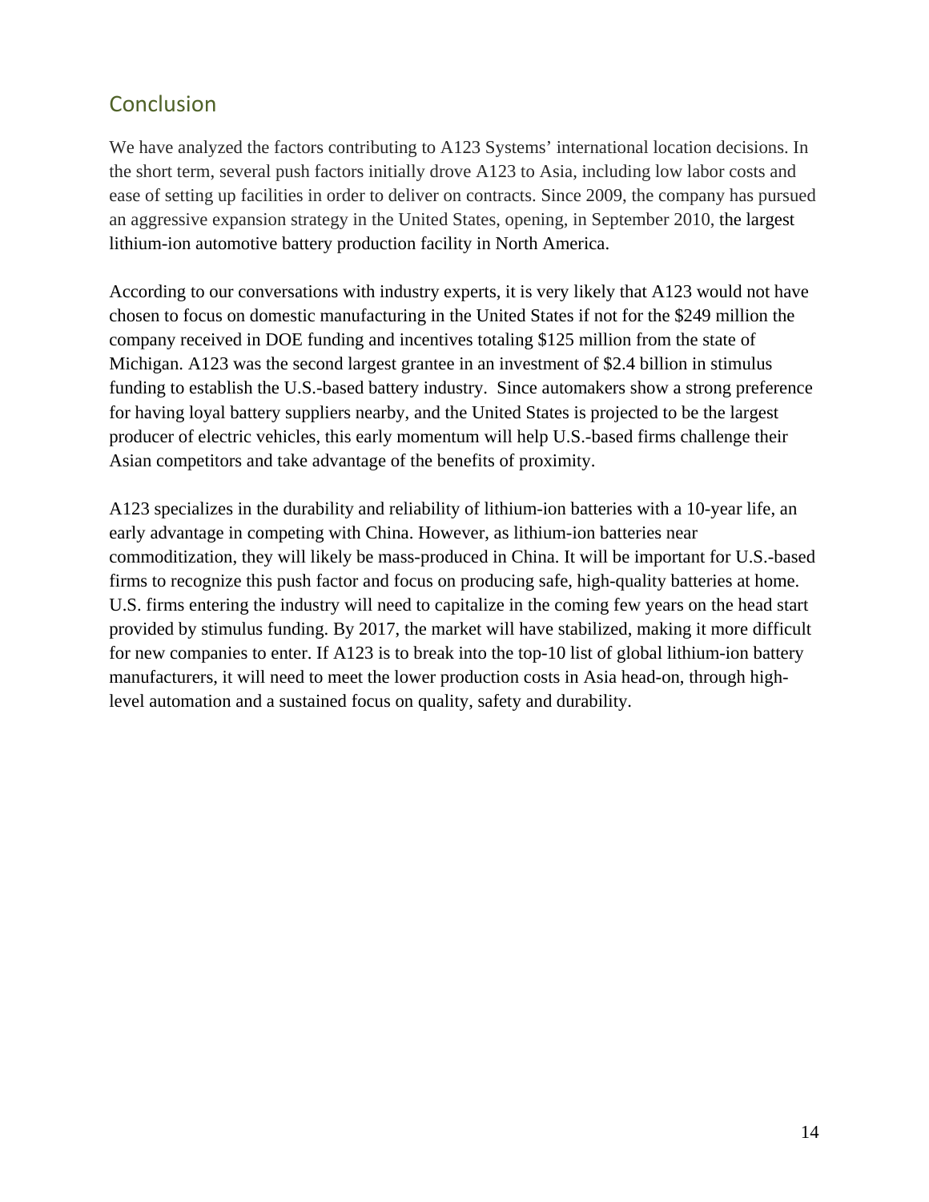## Conclusion

We have analyzed the factors contributing to A123 Systems' international location decisions. In the short term, several push factors initially drove A123 to Asia, including low labor costs and ease of setting up facilities in order to deliver on contracts. Since 2009, the company has pursued an aggressive expansion strategy in the United States, opening, in September 2010, the largest lithium-ion automotive battery production facility in North America.

According to our conversations with industry experts, it is very likely that A123 would not have chosen to focus on domestic manufacturing in the United States if not for the $249 million the company received in DOE funding and incentives totaling $125 million from the state of Michigan. A123 was the second largest grantee in an investment of $2.4 billion in stimulus funding to establish the U.S.-based battery industry. Since automakers show a strong preference for having loyal battery suppliers nearby, and the United States is projected to be the largest producer of electric vehicles, this early momentum will help U.S.-based firms challenge their Asian competitors and take advantage of the benefits of proximity.

A123 specializes in the durability and reliability of lithium-ion batteries with a 10-year life, an early advantage in competing with China. However, as lithium-ion batteries near commoditization, they will likely be mass-produced in China. It will be important for U.S.-based firms to recognize this push factor and focus on producing safe, high-quality batteries at home. U.S. firms entering the industry will need to capitalize in the coming few years on the head start provided by stimulus funding. By 2017, the market will have stabilized, making it more difficult for new companies to enter. If A123 is to break into the top-10 list of global lithium-ion battery manufacturers, it will need to meet the lower production costs in Asia head-on, through high-level automation and a sustained focus on quality, safety and durability.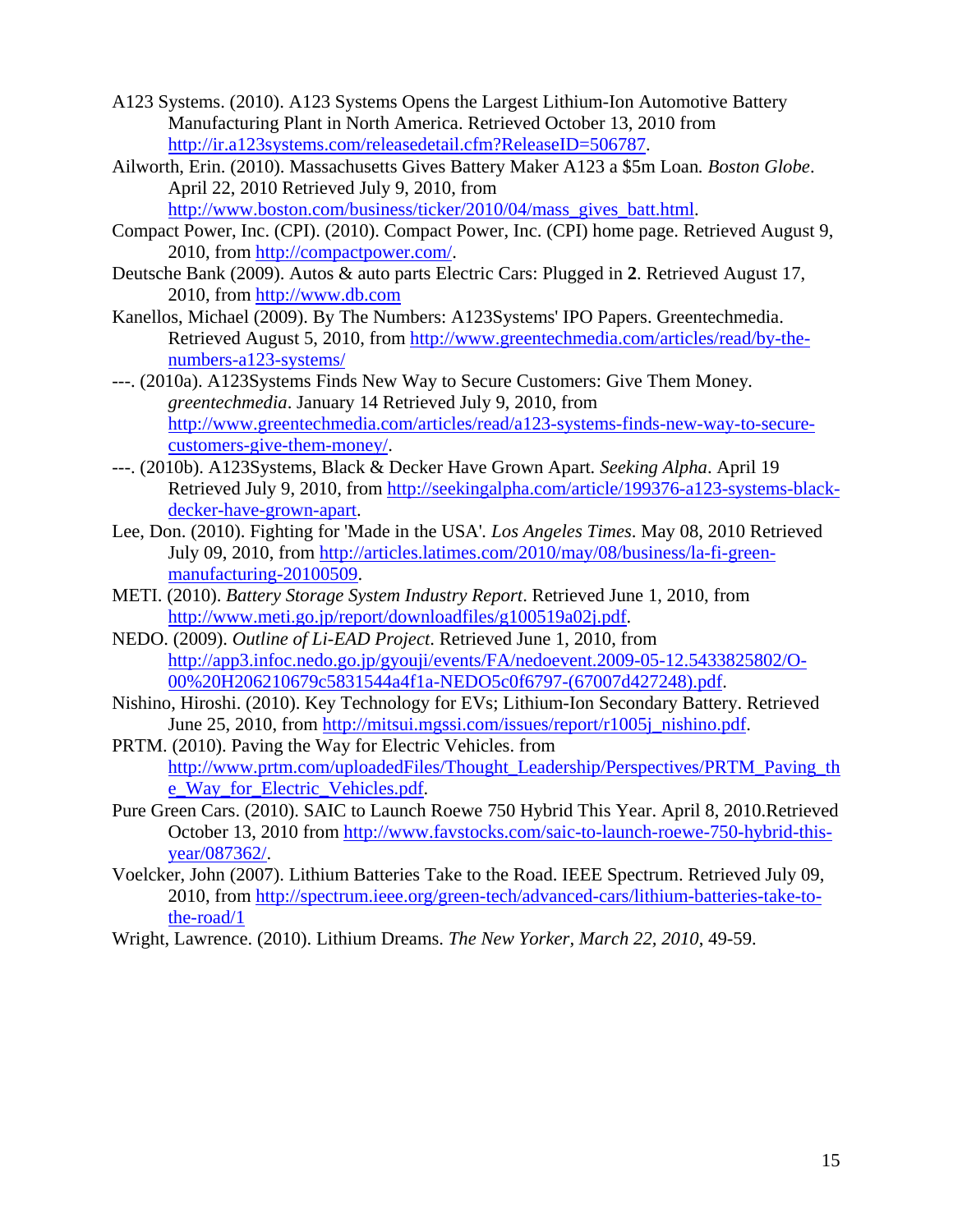A123 Systems. (2010). A123 Systems Opens the Largest Lithium-Ion Automotive Battery Manufacturing Plant in North America. Retrieved October 13, 2010 from http://ir.a123systems.com/releasedetail.cfm?ReleaseID=506787.

Ailworth, Erin. (2010). Massachusetts Gives Battery Maker A123 a $5m Loan. *Boston Globe*. April 22, 2010 Retrieved July 9, 2010, from http://www.boston.com/business/ticker/2010/04/mass_gives_batt.html.

Compact Power, Inc. (CPI). (2010). Compact Power, Inc. (CPI) home page. Retrieved August 9, 2010, from http://compactpower.com/.

Deutsche Bank (2009). Autos & auto parts Electric Cars: Plugged in **2**. Retrieved August 17, 2010, from http://www.db.com

Kanellos, Michael (2009). By The Numbers: A123Systems' IPO Papers. Greentechmedia. Retrieved August 5, 2010, from http://www.greentechmedia.com/articles/read/by-the-numbers-a123-systems/

---. (2010a). A123Systems Finds New Way to Secure Customers: Give Them Money. *greentechmedia*. January 14 Retrieved July 9, 2010, from http://www.greentechmedia.com/articles/read/a123-systems-finds-new-way-to-secure-customers-give-them-money/.

---. (2010b). A123Systems, Black & Decker Have Grown Apart. *Seeking Alpha*. April 19 Retrieved July 9, 2010, from http://seekingalpha.com/article/199376-a123-systems-black-decker-have-grown-apart.

Lee, Don. (2010). Fighting for 'Made in the USA'. *Los Angeles Times*. May 08, 2010 Retrieved July 09, 2010, from http://articles.latimes.com/2010/may/08/business/la-fi-green-manufacturing-20100509.

METI. (2010). *Battery Storage System Industry Report*. Retrieved June 1, 2010, from http://www.meti.go.jp/report/downloadfiles/g100519a02j.pdf.

NEDO. (2009). *Outline of Li-EAD Project*. Retrieved June 1, 2010, from http://app3.infoc.nedo.go.jp/gyouji/events/FA/nedoevent.2009-05-12.5433825802/O-00%20H206210679c5831544a4f1a-NEDO5c0f6797-(67007d427248).pdf.

Nishino, Hiroshi. (2010). Key Technology for EVs; Lithium-Ion Secondary Battery. Retrieved June 25, 2010, from http://mitsui.mgssi.com/issues/report/r1005j_nishino.pdf.

PRTM. (2010). Paving the Way for Electric Vehicles. from http://www.prtm.com/uploadedFiles/Thought_Leadership/Perspectives/PRTM_Paving_the_Way_for_Electric_Vehicles.pdf.

Pure Green Cars. (2010). SAIC to Launch Roewe 750 Hybrid This Year. April 8, 2010.Retrieved October 13, 2010 from http://www.favstocks.com/saic-to-launch-roewe-750-hybrid-this-year/087362/.

Voelcker, John (2007). Lithium Batteries Take to the Road. IEEE Spectrum. Retrieved July 09, 2010, from http://spectrum.ieee.org/green-tech/advanced-cars/lithium-batteries-take-to-the-road/1

Wright, Lawrence. (2010). Lithium Dreams. *The New Yorker, March 22, 2010*, 49-59.